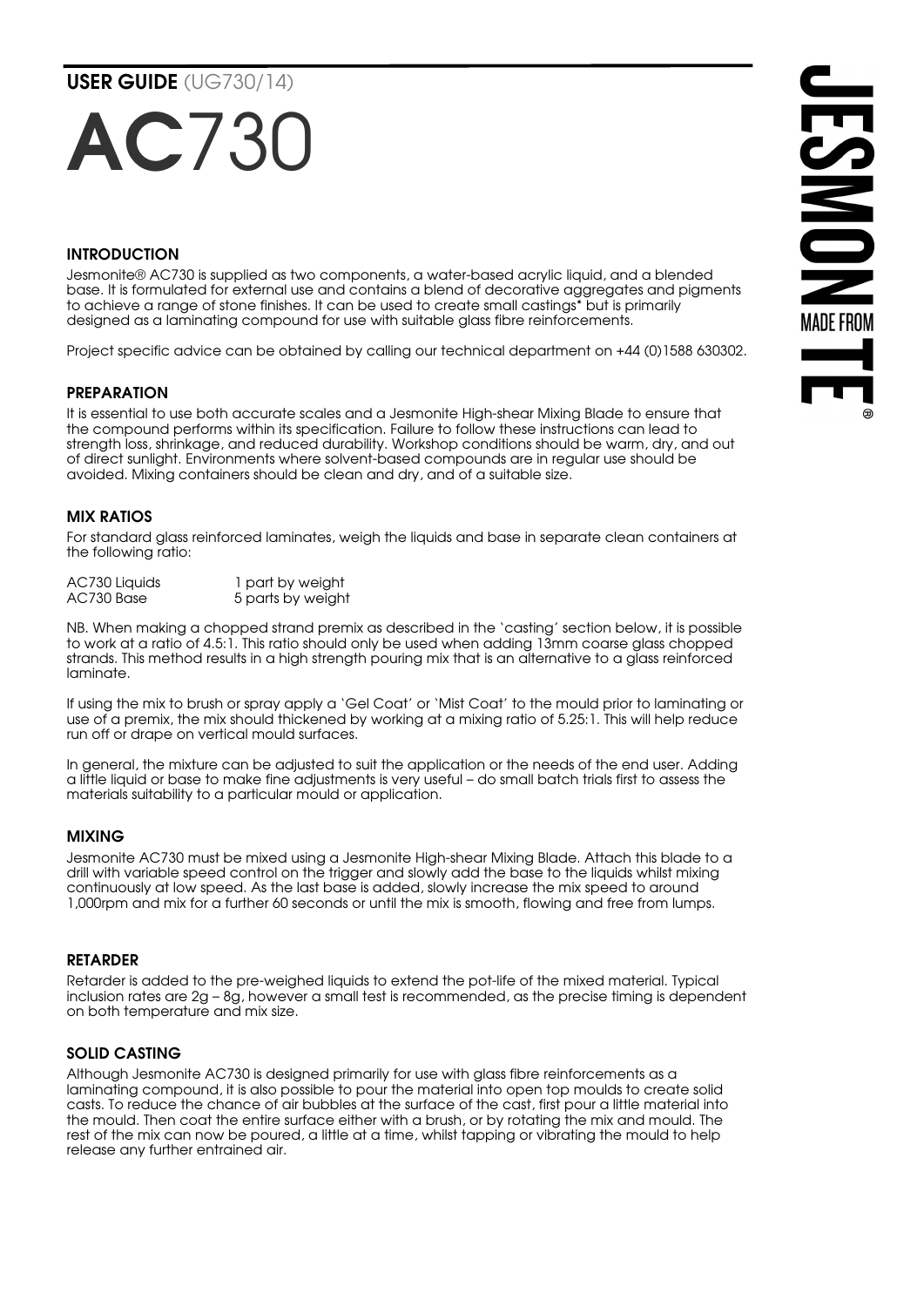**USER GUIDE** (UG730/14)

# **AC**730

## INTRODUCTION

Jesmonite® AC730 is supplied as two components, a water-based acrylic liquid, and a blended base. It is formulated for external use and contains a blend of decorative aggregates and pigments to achieve a range of stone finishes. It can be used to create small castings* but is primarily designed as a laminating compound for use with suitable glass fibre reinforcements.

Project specific advice can be obtained by calling our technical department on +44 (0)1588 630302.

## PREPARATION

It is essential to use both accurate scales and a Jesmonite High-shear Mixing Blade to ensure that the compound performs within its specification. Failure to follow these instructions can lead to strength loss, shrinkage, and reduced durability. Workshop conditions should be warm, dry, and out of direct sunlight. Environments where solvent-based compounds are in regular use should be avoided. Mixing containers should be clean and dry, and of a suitable size.

## MIX RATIOS

For standard glass reinforced laminates, weigh the liquids and base in separate clean containers at the following ratio:

| | |
|---|---|
| AC730 Liquids | 1 part by weight |
| AC730 Base | 5 parts by weight |

NB. When making a chopped strand premix as described in the 'casting' section below, it is possible to work at a ratio of 4.5:1. This ratio should only be used when adding 13mm coarse glass chopped strands. This method results in a high strength pouring mix that is an alternative to a glass reinforced laminate.

If using the mix to brush or spray apply a 'Gel Coat' or 'Mist Coat' to the mould prior to laminating or use of a premix, the mix should thickened by working at a mixing ratio of 5.25:1. This will help reduce run off or drape on vertical mould surfaces.

In general, the mixture can be adjusted to suit the application or the needs of the end user. Adding a little liquid or base to make fine adjustments is very useful – do small batch trials first to assess the materials suitability to a particular mould or application.

## MIXING

Jesmonite AC730 must be mixed using a Jesmonite High-shear Mixing Blade. Attach this blade to a drill with variable speed control on the trigger and slowly add the base to the liquids whilst mixing continuously at low speed. As the last base is added, slowly increase the mix speed to around 1,000rpm and mix for a further 60 seconds or until the mix is smooth, flowing and free from lumps.

## RETARDER

Retarder is added to the pre-weighed liquids to extend the pot-life of the mixed material. Typical inclusion rates are 2g – 8g, however a small test is recommended, as the precise timing is dependent on both temperature and mix size.

## SOLID CASTING

Although Jesmonite AC730 is designed primarily for use with glass fibre reinforcements as a laminating compound, it is also possible to pour the material into open top moulds to create solid casts. To reduce the chance of air bubbles at the surface of the cast, first pour a little material into the mould. Then coat the entire surface either with a brush, or by rotating the mix and mould. The rest of the mix can now be poured, a little at a time, whilst tapping or vibrating the mould to help release any further entrained air.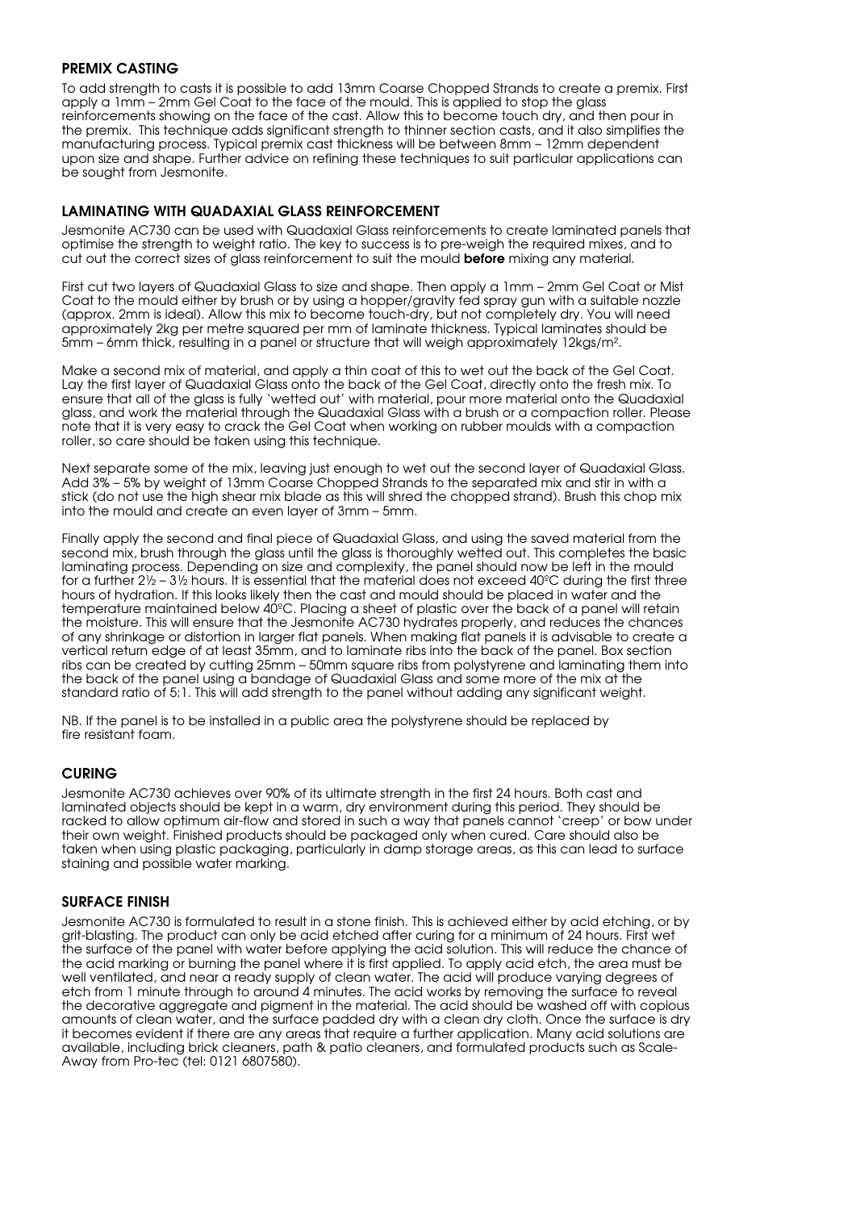## PREMIX CASTING

To add strength to casts it is possible to add 13mm Coarse Chopped Strands to create a premix. First apply a 1mm – 2mm Gel Coat to the face of the mould. This is applied to stop the glass reinforcements showing on the face of the cast. Allow this to become touch dry, and then pour in the premix. This technique adds significant strength to thinner section casts, and it also simplifies the manufacturing process. Typical premix cast thickness will be between 8mm – 12mm dependent upon size and shape. Further advice on refining these techniques to suit particular applications can be sought from Jesmonite.

## LAMINATING WITH QUADAXIAL GLASS REINFORCEMENT

Jesmonite AC730 can be used with Quadaxial Glass reinforcements to create laminated panels that optimise the strength to weight ratio. The key to success is to pre-weigh the required mixes, and to cut out the correct sizes of glass reinforcement to suit the mould **before** mixing any material.

First cut two layers of Quadaxial Glass to size and shape. Then apply a 1mm – 2mm Gel Coat or Mist Coat to the mould either by brush or by using a hopper/gravity fed spray gun with a suitable nozzle (approx. 2mm is ideal). Allow this mix to become touch-dry, but not completely dry. You will need approximately 2kg per metre squared per mm of laminate thickness. Typical laminates should be 5mm – 6mm thick, resulting in a panel or structure that will weigh approximately 12kgs/m².

Make a second mix of material, and apply a thin coat of this to wet out the back of the Gel Coat. Lay the first layer of Quadaxial Glass onto the back of the Gel Coat, directly onto the fresh mix. To ensure that all of the glass is fully 'wetted out' with material, pour more material onto the Quadaxial glass, and work the material through the Quadaxial Glass with a brush or a compaction roller. Please note that it is very easy to crack the Gel Coat when working on rubber moulds with a compaction roller, so care should be taken using this technique.

Next separate some of the mix, leaving just enough to wet out the second layer of Quadaxial Glass. Add 3% – 5% by weight of 13mm Coarse Chopped Strands to the separated mix and stir in with a stick (do not use the high shear mix blade as this will shred the chopped strand). Brush this chop mix into the mould and create an even layer of 3mm – 5mm.

Finally apply the second and final piece of Quadaxial Glass, and using the saved material from the second mix, brush through the glass until the glass is thoroughly wetted out. This completes the basic laminating process. Depending on size and complexity, the panel should now be left in the mould for a further 2½ – 3½ hours. It is essential that the material does not exceed 40ºC during the first three hours of hydration. If this looks likely then the cast and mould should be placed in water and the temperature maintained below 40ºC. Placing a sheet of plastic over the back of a panel will retain the moisture. This will ensure that the Jesmonite AC730 hydrates properly, and reduces the chances of any shrinkage or distortion in larger flat panels. When making flat panels it is advisable to create a vertical return edge of at least 35mm, and to laminate ribs into the back of the panel. Box section ribs can be created by cutting 25mm – 50mm square ribs from polystyrene and laminating them into the back of the panel using a bandage of Quadaxial Glass and some more of the mix at the standard ratio of 5:1. This will add strength to the panel without adding any significant weight.

NB. If the panel is to be installed in a public area the polystyrene should be replaced by fire resistant foam.

## CURING

Jesmonite AC730 achieves over 90% of its ultimate strength in the first 24 hours. Both cast and laminated objects should be kept in a warm, dry environment during this period. They should be racked to allow optimum air-flow and stored in such a way that panels cannot 'creep' or bow under their own weight. Finished products should be packaged only when cured. Care should also be taken when using plastic packaging, particularly in damp storage areas, as this can lead to surface staining and possible water marking.

## SURFACE FINISH

Jesmonite AC730 is formulated to result in a stone finish. This is achieved either by acid etching, or by grit-blasting. The product can only be acid etched after curing for a minimum of 24 hours. First wet the surface of the panel with water before applying the acid solution. This will reduce the chance of the acid marking or burning the panel where it is first applied. To apply acid etch, the area must be well ventilated, and near a ready supply of clean water. The acid will produce varying degrees of etch from 1 minute through to around 4 minutes. The acid works by removing the surface to reveal the decorative aggregate and pigment in the material. The acid should be washed off with copious amounts of clean water, and the surface padded dry with a clean dry cloth. Once the surface is dry it becomes evident if there are any areas that require a further application. Many acid solutions are available, including brick cleaners, path & patio cleaners, and formulated products such as Scale-Away from Pro-tec (tel: 0121 6807580).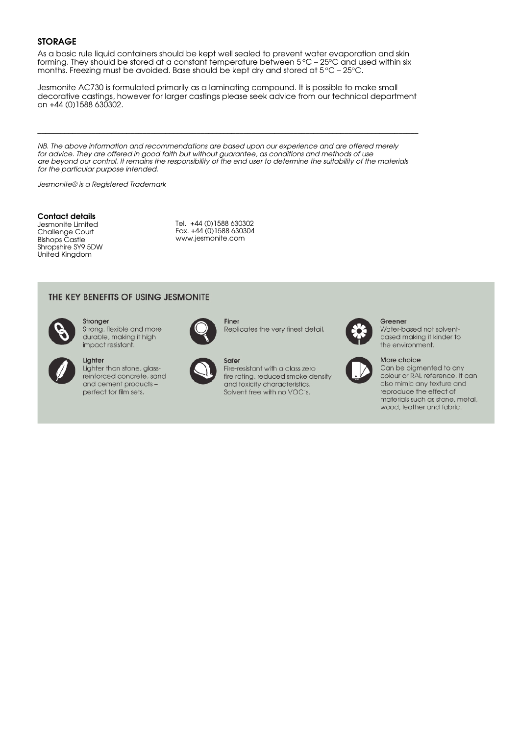## STORAGE

As a basic rule liquid containers should be kept well sealed to prevent water evaporation and skin forming. They should be stored at a constant temperature between 5°C – 25°C and used within six months. Freezing must be avoided. Base should be kept dry and stored at 5°C – 25°C.

Jesmonite AC730 is formulated primarily as a laminating compound. It is possible to make small decorative castings, however for larger castings please seek advice from our technical department on +44 (0)1588 630302.

---

*NB. The above information and recommendations are based upon our experience and are offered merely for advice. They are offered in good faith but without guarantee, as conditions and methods of use are beyond our control. It remains the responsibility of the end user to determine the suitability of the materials for the particular purpose intended.*

*Jesmonite® is a Registered Trademark*

**Contact details**

Jesmonite Limited
Challenge Court
Bishops Castle
Shropshire SY9 5DW
United Kingdom

Tel. +44 (0)1588 630302
Fax. +44 (0)1588 630304
www.jesmonite.com

### THE KEY BENEFITS OF USING JESMONITE

**Stronger**
Strong, flexible and more durable, making it high impact resistant.

**Lighter**
Lighter than stone, glass-reinforced concrete, sand and cement products – perfect for film sets.

**Finer**
Replicates the very finest detail.

**Safer**
Fire-resistant with a class zero fire rating, reduced smoke density and toxicity characteristics. Solvent free with no VOC's.

**Greener**
Water-based not solvent-based making it kinder to the environment.

**More choice**
Can be pigmented to any colour or RAL reference. It can also mimic any texture and reproduce the effect of materials such as stone, metal, wood, leather and fabric.